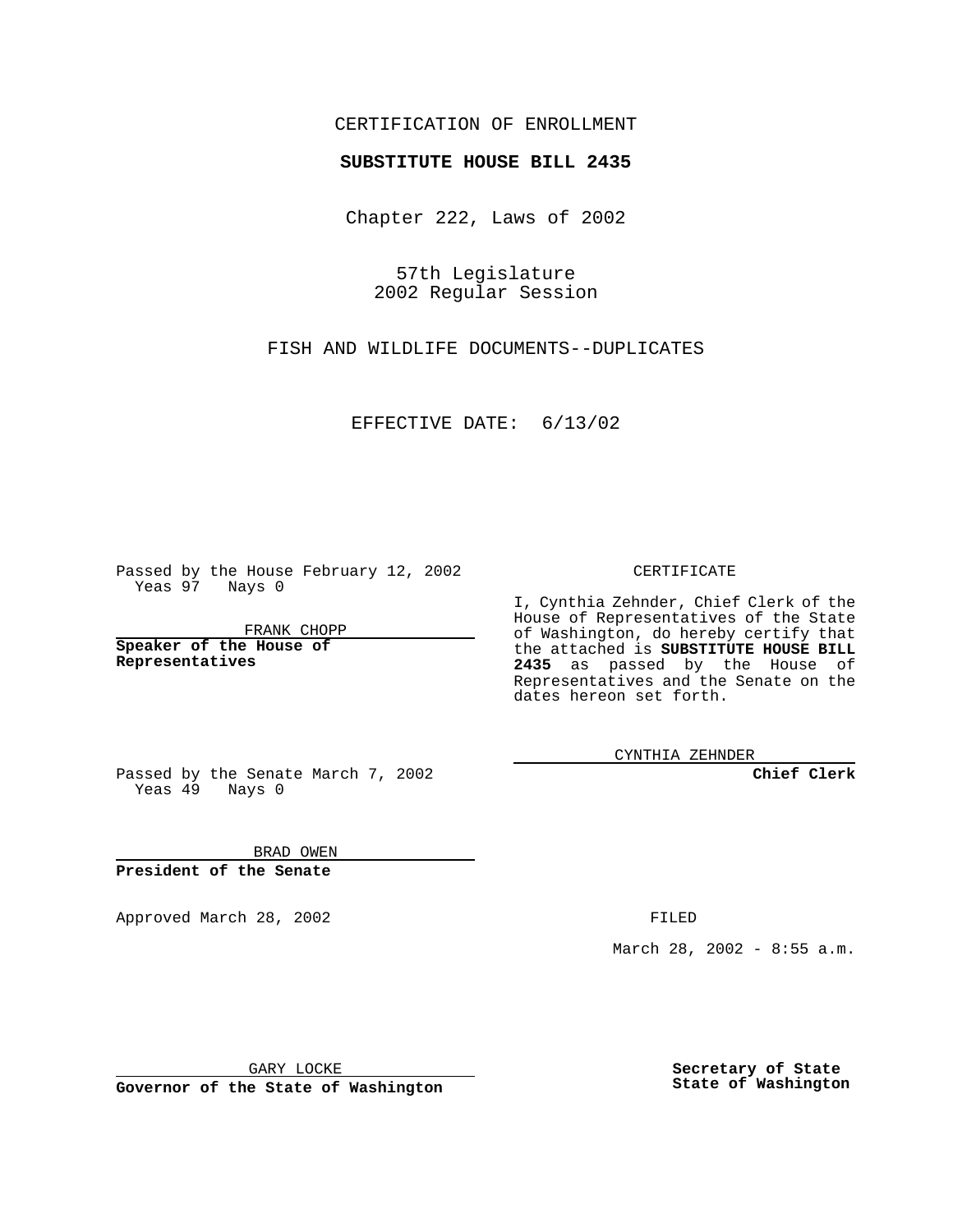CERTIFICATION OF ENROLLMENT

**SUBSTITUTE HOUSE BILL 2435**

Chapter 222, Laws of 2002

57th Legislature
2002 Regular Session

FISH AND WILDLIFE DOCUMENTS--DUPLICATES

EFFECTIVE DATE: 6/13/02

Passed by the House February 12, 2002
Yeas 97 Nays 0

FRANK CHOPP

**Speaker of the House of Representatives**

Passed by the Senate March 7, 2002
Yeas 49 Nays 0

BRAD OWEN

**President of the Senate**

CERTIFICATE

I, Cynthia Zehnder, Chief Clerk of the House of Representatives of the State of Washington, do hereby certify that the attached is **SUBSTITUTE HOUSE BILL 2435** as passed by the House of Representatives and the Senate on the dates hereon set forth.

CYNTHIA ZEHNDER

**Chief Clerk**

Approved March 28, 2002

GARY LOCKE

**Governor of the State of Washington**

FILED

March 28, 2002 - 8:55 a.m.

**Secretary of State**
**State of Washington**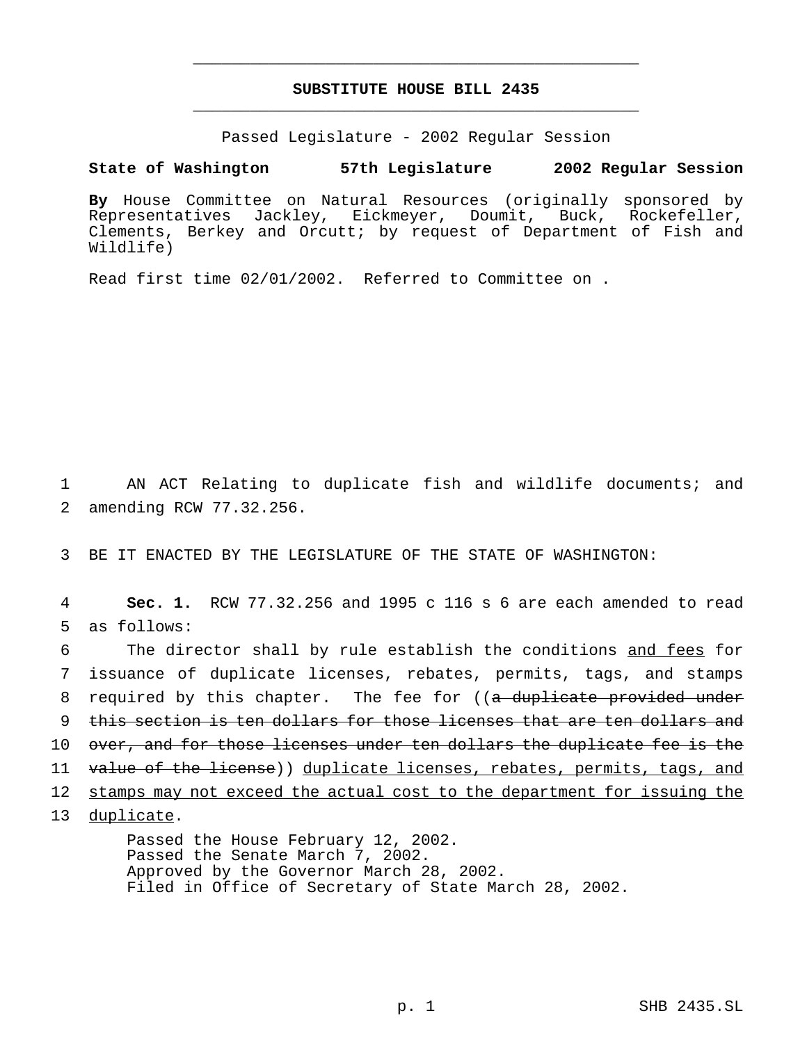## SUBSTITUTE HOUSE BILL 2435

Passed Legislature - 2002 Regular Session

**State of Washington 57th Legislature 2002 Regular Session**

**By** House Committee on Natural Resources (originally sponsored by Representatives Jackley, Eickmeyer, Doumit, Buck, Rockefeller, Clements, Berkey and Orcutt; by request of Department of Fish and Wildlife)

Read first time 02/01/2002. Referred to Committee on .

AN ACT Relating to duplicate fish and wildlife documents; and amending RCW 77.32.256.

BE IT ENACTED BY THE LEGISLATURE OF THE STATE OF WASHINGTON:

**Sec. 1.** RCW 77.32.256 and 1995 c 116 s 6 are each amended to read as follows:

The director shall by rule establish the conditions <u>and fees</u> for issuance of duplicate licenses, rebates, permits, tags, and stamps required by this chapter. The fee for ((~~a duplicate provided under this section is ten dollars for those licenses that are ten dollars and over, and for those licenses under ten dollars the duplicate fee is the value of the license~~)) <u>duplicate licenses, rebates, permits, tags, and stamps may not exceed the actual cost to the department for issuing the duplicate</u>.

Passed the House February 12, 2002.
Passed the Senate March 7, 2002.
Approved by the Governor March 28, 2002.
Filed in Office of Secretary of State March 28, 2002.